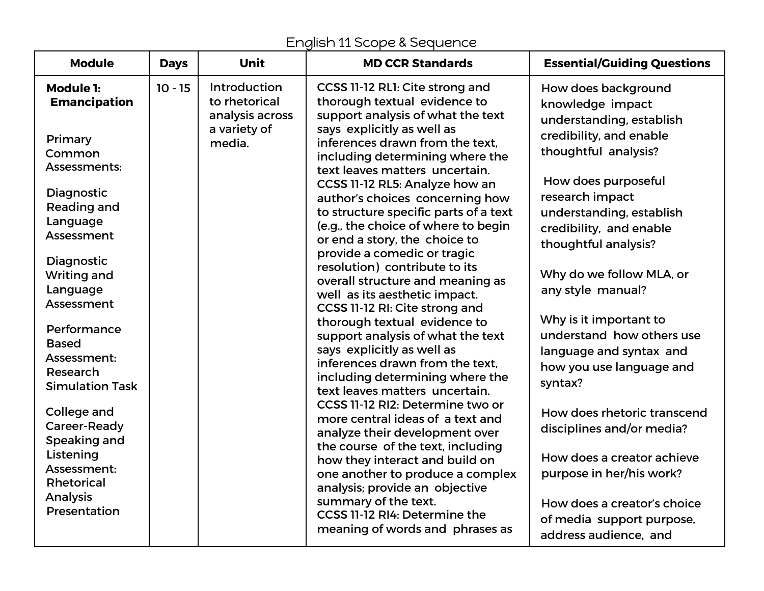# English 11 Scope & Sequence

| Module | Days | Unit | MD CCR Standards | Essential/Guiding Questions |
|---|---|---|---|---|
| **Module 1: Emancipation**<br><br>Primary Common Assessments:<br><br>Diagnostic Reading and Language Assessment<br><br>Diagnostic Writing and Language Assessment<br><br>Performance Based Assessment: Research Simulation Task<br><br>College and Career-Ready Speaking and Listening Assessment: Rhetorical Analysis Presentation | 10 - 15 | Introduction to rhetorical analysis across a variety of media. | CCSS 11-12 RL1: Cite strong and thorough textual evidence to support analysis of what the text says explicitly as well as inferences drawn from the text, including determining where the text leaves matters uncertain.<br>CCSS 11-12 RL5: Analyze how an author's choices concerning how to structure specific parts of a text (e.g., the choice of where to begin or end a story, the choice to provide a comedic or tragic resolution) contribute to its overall structure and meaning as well as its aesthetic impact.<br>CCSS 11-12 RI: Cite strong and thorough textual evidence to support analysis of what the text says explicitly as well as inferences drawn from the text, including determining where the text leaves matters uncertain.<br>CCSS 11-12 RI2: Determine two or more central ideas of a text and analyze their development over the course of the text, including how they interact and build on one another to produce a complex analysis; provide an objective summary of the text.<br>CCSS 11-12 RI4: Determine the meaning of words and phrases as | How does background knowledge impact understanding, establish credibility, and enable thoughtful analysis?<br><br>How does purposeful research impact understanding, establish credibility, and enable thoughtful analysis?<br><br>Why do we follow MLA, or any style manual?<br><br>Why is it important to understand how others use language and syntax and how you use language and syntax?<br><br>How does rhetoric transcend disciplines and/or media?<br><br>How does a creator achieve purpose in her/his work?<br><br>How does a creator's choice of media support purpose, address audience, and |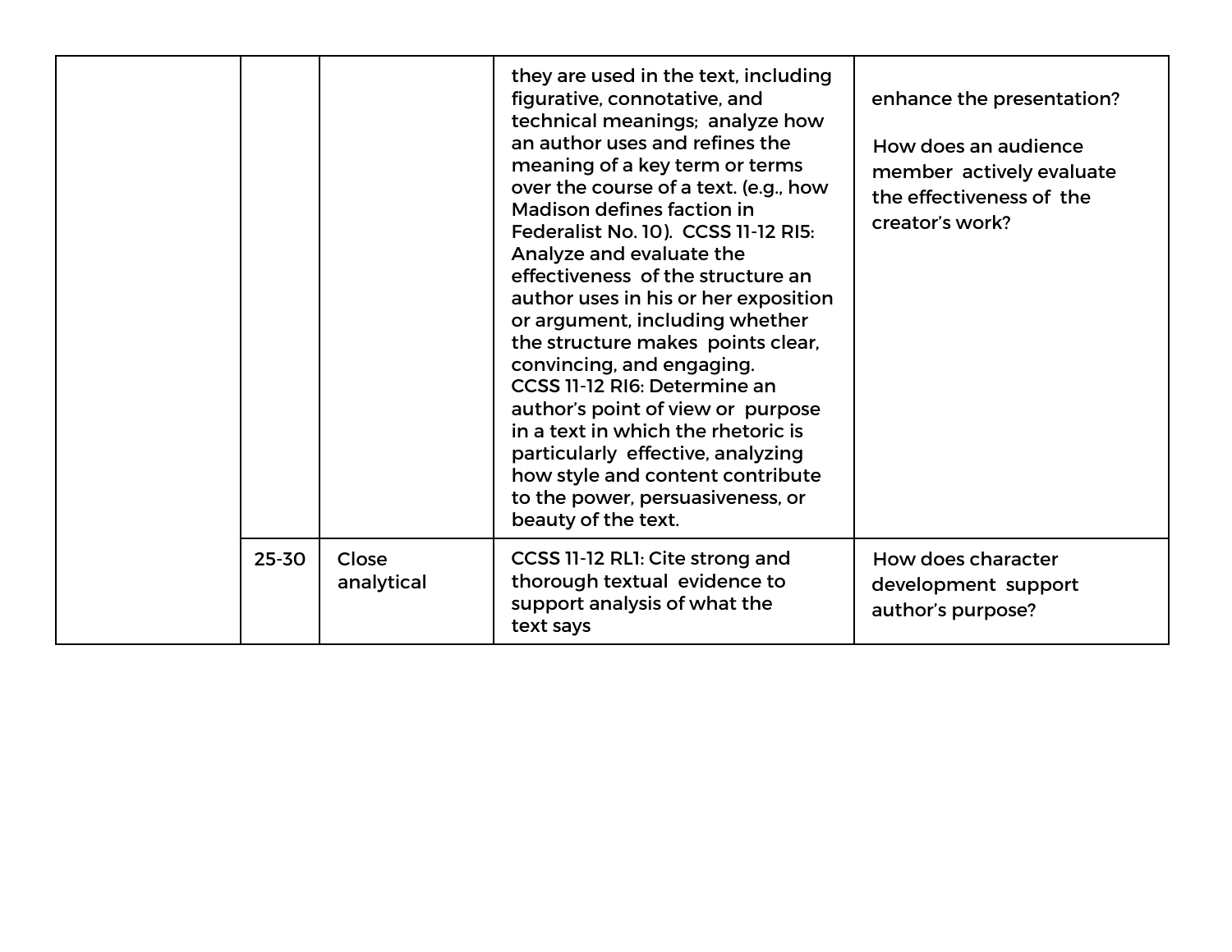| | | | | |
|---|---|---|---|---|
| | | | they are used in the text, including figurative, connotative, and technical meanings; analyze how an author uses and refines the meaning of a key term or terms over the course of a text. (e.g., how Madison defines faction in Federalist No. 10). CCSS 11-12 RI5: Analyze and evaluate the effectiveness of the structure an author uses in his or her exposition or argument, including whether the structure makes points clear, convincing, and engaging. CCSS 11-12 RI6: Determine an author's point of view or purpose in a text in which the rhetoric is particularly effective, analyzing how style and content contribute to the power, persuasiveness, or beauty of the text. | enhance the presentation?<br><br>How does an audience member actively evaluate the effectiveness of the creator's work? |
| | 25-30 | Close analytical | CCSS 11-12 RL1: Cite strong and thorough textual evidence to support analysis of what the text says | How does character development support author's purpose? |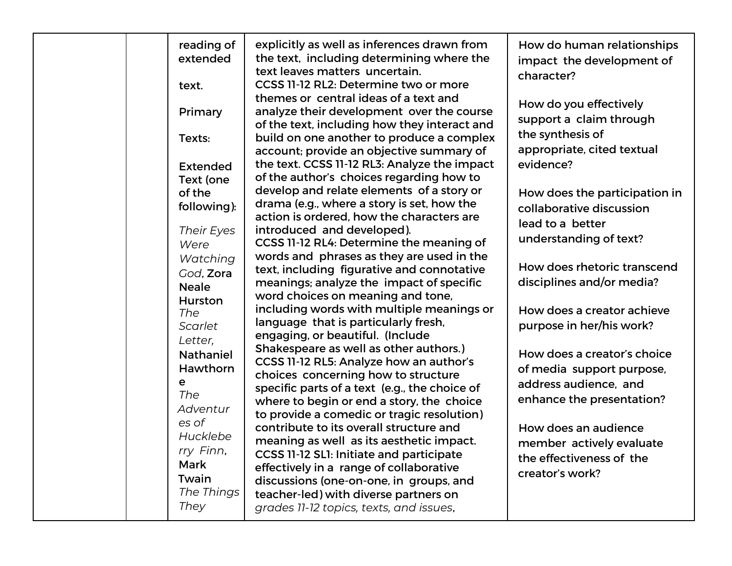|  |  | reading of extended text.<br><br>Primary Texts:<br><br>Extended Text (one of the following):<br>*Their Eyes Were Watching God*, Zora Neale Hurston<br>*The Scarlet Letter*, Nathaniel Hawthorne<br>*The Adventures of Huckleberry Finn*, Mark Twain<br>*The Things They* | explicitly as well as inferences drawn from the text, including determining where the text leaves matters uncertain.<br>CCSS 11-12 RL2: Determine two or more themes or central ideas of a text and analyze their development over the course of the text, including how they interact and build on one another to produce a complex account; provide an objective summary of the text. CCSS 11-12 RL3: Analyze the impact of the author's choices regarding how to develop and relate elements of a story or drama (e.g., where a story is set, how the action is ordered, how the characters are introduced and developed).<br>CCSS 11-12 RL4: Determine the meaning of words and phrases as they are used in the text, including figurative and connotative meanings; analyze the impact of specific word choices on meaning and tone, including words with multiple meanings or language that is particularly fresh, engaging, or beautiful. (Include Shakespeare as well as other authors.)<br>CCSS 11-12 RL5: Analyze how an author's choices concerning how to structure specific parts of a text (e.g., the choice of where to begin or end a story, the choice to provide a comedic or tragic resolution) contribute to its overall structure and meaning as well as its aesthetic impact.<br>CCSS 11-12 SL1: Initiate and participate effectively in a range of collaborative discussions (one-on-one, in groups, and teacher-led) with diverse partners on *grades 11-12 topics, texts, and issues*, | How do human relationships impact the development of character?<br><br>How do you effectively support a claim through the synthesis of appropriate, cited textual evidence?<br><br>How does the participation in collaborative discussion lead to a better understanding of text?<br><br>How does rhetoric transcend disciplines and/or media?<br><br>How does a creator achieve purpose in her/his work?<br><br>How does a creator's choice of media support purpose, address audience, and enhance the presentation?<br><br>How does an audience member actively evaluate the effectiveness of the creator's work? |
|---|---|---|---|---|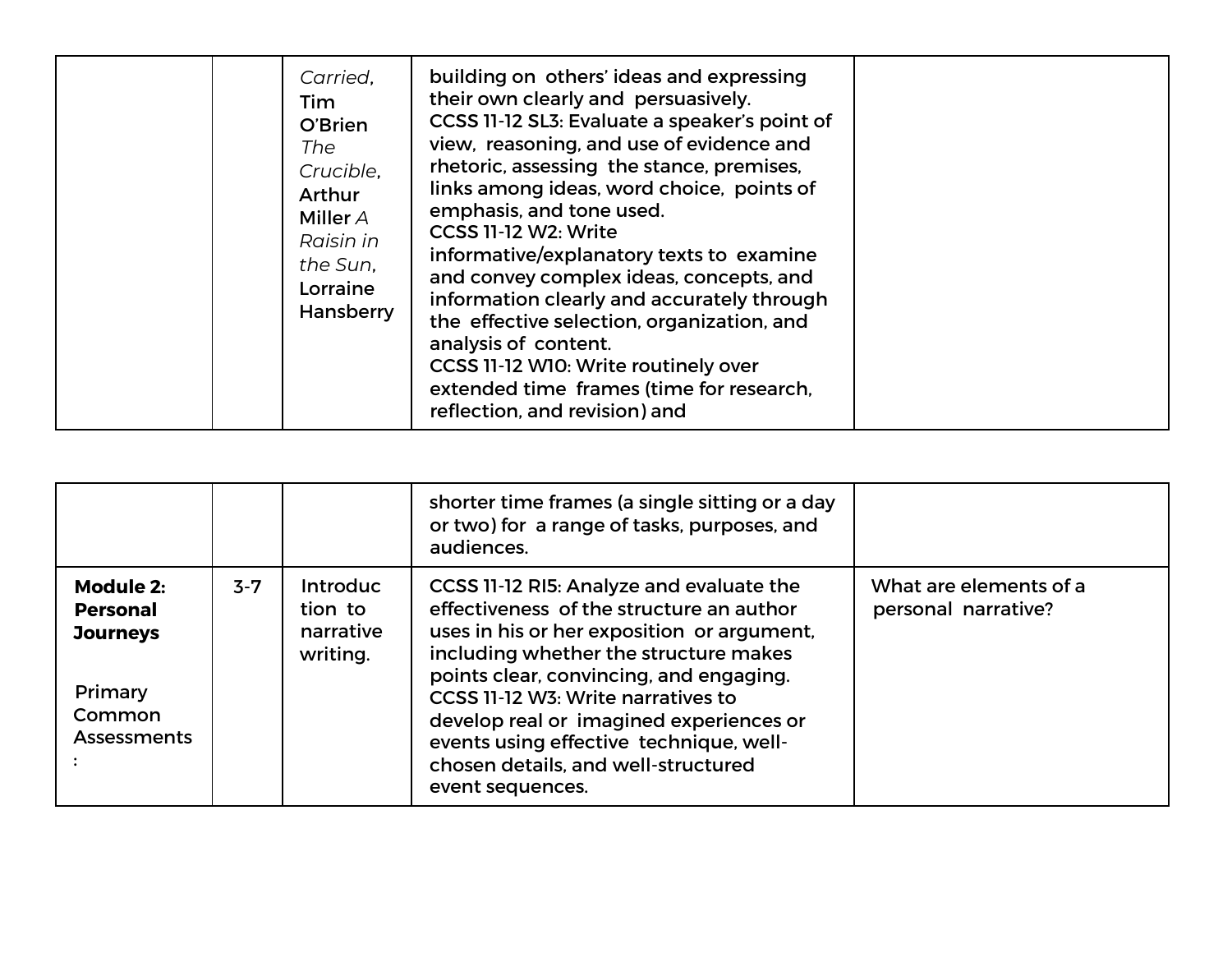| | | | | |
|---|---|---|---|---|
| | | *Carried*, Tim O'Brien *The Crucible*, Arthur Miller *A Raisin in the Sun*, Lorraine Hansberry | building on others' ideas and expressing their own clearly and persuasively.<br>CCSS 11-12 SL3: Evaluate a speaker's point of view, reasoning, and use of evidence and rhetoric, assessing the stance, premises, links among ideas, word choice, points of emphasis, and tone used.<br>CCSS 11-12 W2: Write informative/explanatory texts to examine and convey complex ideas, concepts, and information clearly and accurately through the effective selection, organization, and analysis of content.<br>CCSS 11-12 W10: Write routinely over extended time frames (time for research, reflection, and revision) and shorter time frames (a single sitting or a day or two) for a range of tasks, purposes, and audiences. | |
| **Module 2: Personal Journeys**<br><br>Primary Common Assessments: | 3-7 | Introduction to narrative writing. | CCSS 11-12 RI5: Analyze and evaluate the effectiveness of the structure an author uses in his or her exposition or argument, including whether the structure makes points clear, convincing, and engaging.<br>CCSS 11-12 W3: Write narratives to develop real or imagined experiences or events using effective technique, well-chosen details, and well-structured event sequences. | What are elements of a personal narrative? |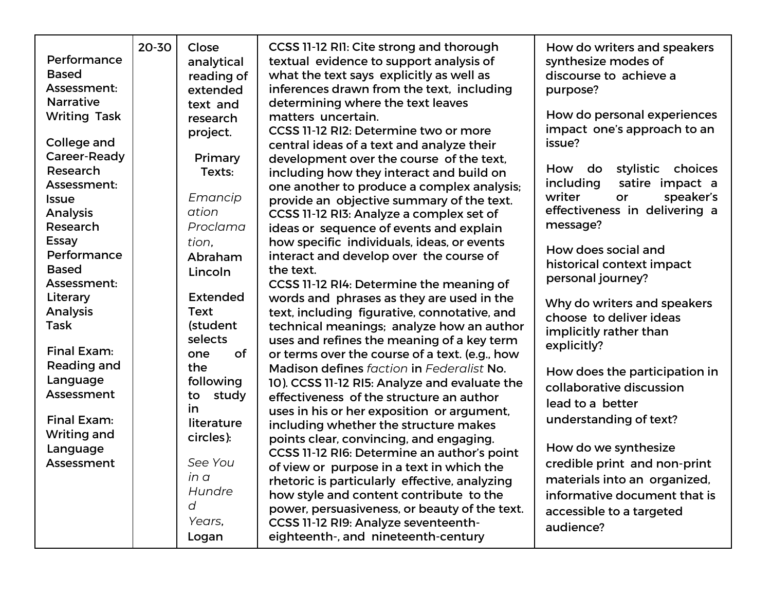| | | | | |
|---|---|---|---|---|
| Performance Based Assessment: Narrative Writing Task<br><br>College and Career-Ready Research Assessment: Issue Analysis Research Essay Performance Based Assessment: Literary Analysis Task<br><br>Final Exam: Reading and Language Assessment<br><br>Final Exam: Writing and Language Assessment | 20-30 | Close analytical reading of extended text and research project.<br><br>Primary Texts:<br><br>*Emancipation Proclamation*, Abraham Lincoln<br><br>Extended Text (student selects one of the following to study in literature circles):<br><br>*See You in a Hundred Years*, Logan | CCSS 11-12 RI1: Cite strong and thorough textual evidence to support analysis of what the text says explicitly as well as inferences drawn from the text, including determining where the text leaves matters uncertain.<br>CCSS 11-12 RI2: Determine two or more central ideas of a text and analyze their development over the course of the text, including how they interact and build on one another to produce a complex analysis; provide an objective summary of the text.<br>CCSS 11-12 RI3: Analyze a complex set of ideas or sequence of events and explain how specific individuals, ideas, or events interact and develop over the course of the text.<br>CCSS 11-12 RI4: Determine the meaning of words and phrases as they are used in the text, including figurative, connotative, and technical meanings; analyze how an author uses and refines the meaning of a key term or terms over the course of a text. (e.g., how Madison defines *faction* in *Federalist* No. 10). CCSS 11-12 RI5: Analyze and evaluate the effectiveness of the structure an author uses in his or her exposition or argument, including whether the structure makes points clear, convincing, and engaging.<br>CCSS 11-12 RI6: Determine an author's point of view or purpose in a text in which the rhetoric is particularly effective, analyzing how style and content contribute to the power, persuasiveness, or beauty of the text.<br>CCSS 11-12 RI9: Analyze seventeenth- eighteenth-, and nineteenth-century | How do writers and speakers synthesize modes of discourse to achieve a purpose?<br><br>How do personal experiences impact one's approach to an issue?<br><br>How do stylistic choices including satire impact a writer or speaker's effectiveness in delivering a message?<br><br>How does social and historical context impact personal journey?<br><br>Why do writers and speakers choose to deliver ideas implicitly rather than explicitly?<br><br>How does the participation in collaborative discussion lead to a better understanding of text?<br><br>How do we synthesize credible print and non-print materials into an organized, informative document that is accessible to a targeted audience? |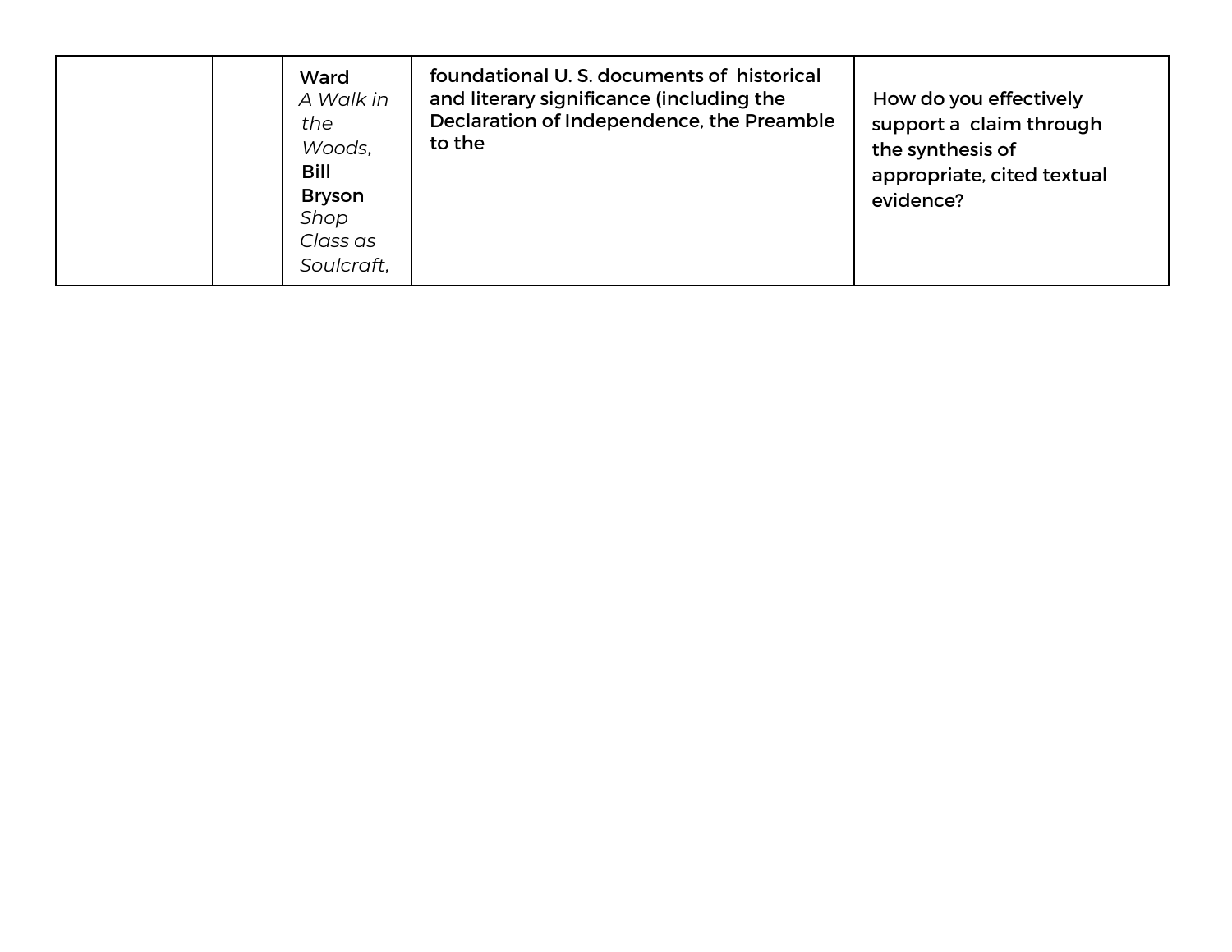| | | | | |
|---|---|---|---|---|
| | | Ward *A Walk in the Woods*, Bill Bryson *Shop Class as Soulcraft*, | foundational U. S. documents of historical and literary significance (including the Declaration of Independence, the Preamble to the | How do you effectively support a claim through the synthesis of appropriate, cited textual evidence? |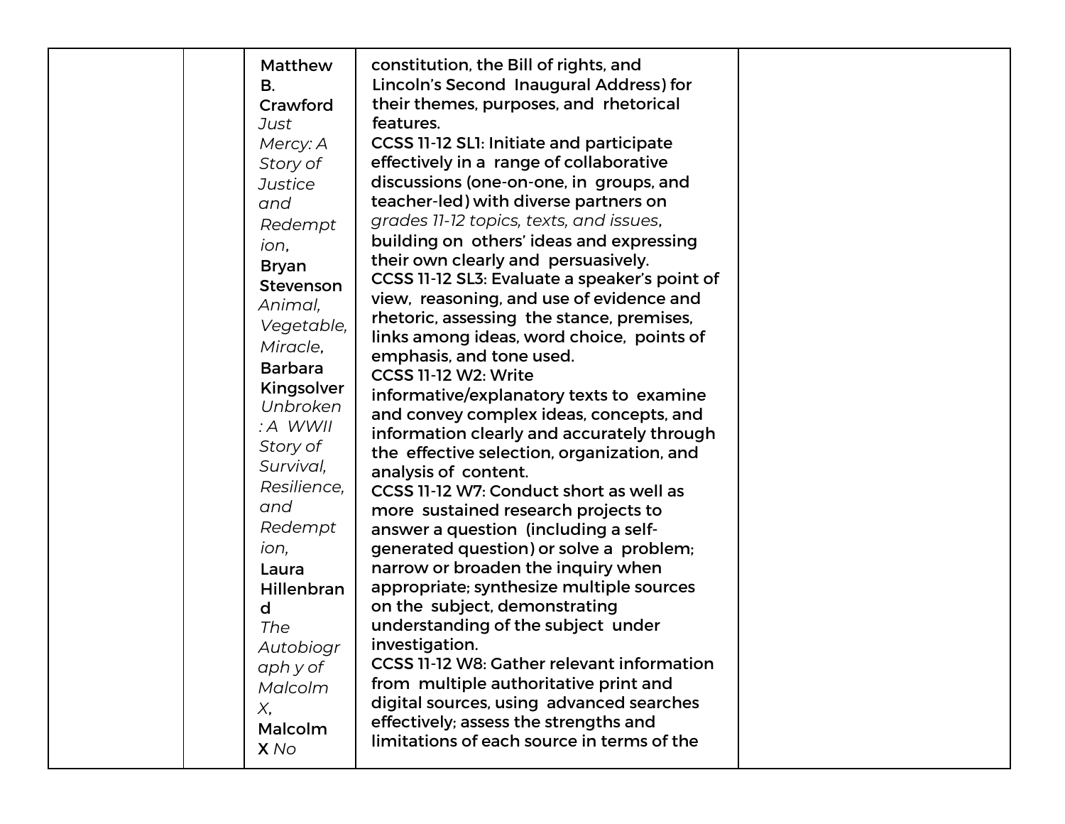|  |  |  |  |  |
|---|---|---|---|---|
|  |  | **Matthew B. Crawford** *Just Mercy: A Story of Justice and Redemption*, **Bryan Stevenson** *Animal, Vegetable, Miracle*, **Barbara Kingsolver** *Unbroken: A WWII Story of Survival, Resilience, and Redemption,* **Laura Hillenbrand** *The Autobiography of Malcolm X*, **Malcolm X** *No* | constitution, the Bill of rights, and Lincoln's Second Inaugural Address) for their themes, purposes, and rhetorical features.<br>CCSS 11-12 SL1: Initiate and participate effectively in a range of collaborative discussions (one-on-one, in groups, and teacher-led) with diverse partners on *grades 11-12 topics, texts, and issues*, building on others' ideas and expressing their own clearly and persuasively.<br>CCSS 11-12 SL3: Evaluate a speaker's point of view, reasoning, and use of evidence and rhetoric, assessing the stance, premises, links among ideas, word choice, points of emphasis, and tone used.<br>CCSS 11-12 W2: Write informative/explanatory texts to examine and convey complex ideas, concepts, and information clearly and accurately through the effective selection, organization, and analysis of content.<br>CCSS 11-12 W7: Conduct short as well as more sustained research projects to answer a question (including a self-generated question) or solve a problem; narrow or broaden the inquiry when appropriate; synthesize multiple sources on the subject, demonstrating understanding of the subject under investigation.<br>CCSS 11-12 W8: Gather relevant information from multiple authoritative print and digital sources, using advanced searches effectively; assess the strengths and limitations of each source in terms of the |  |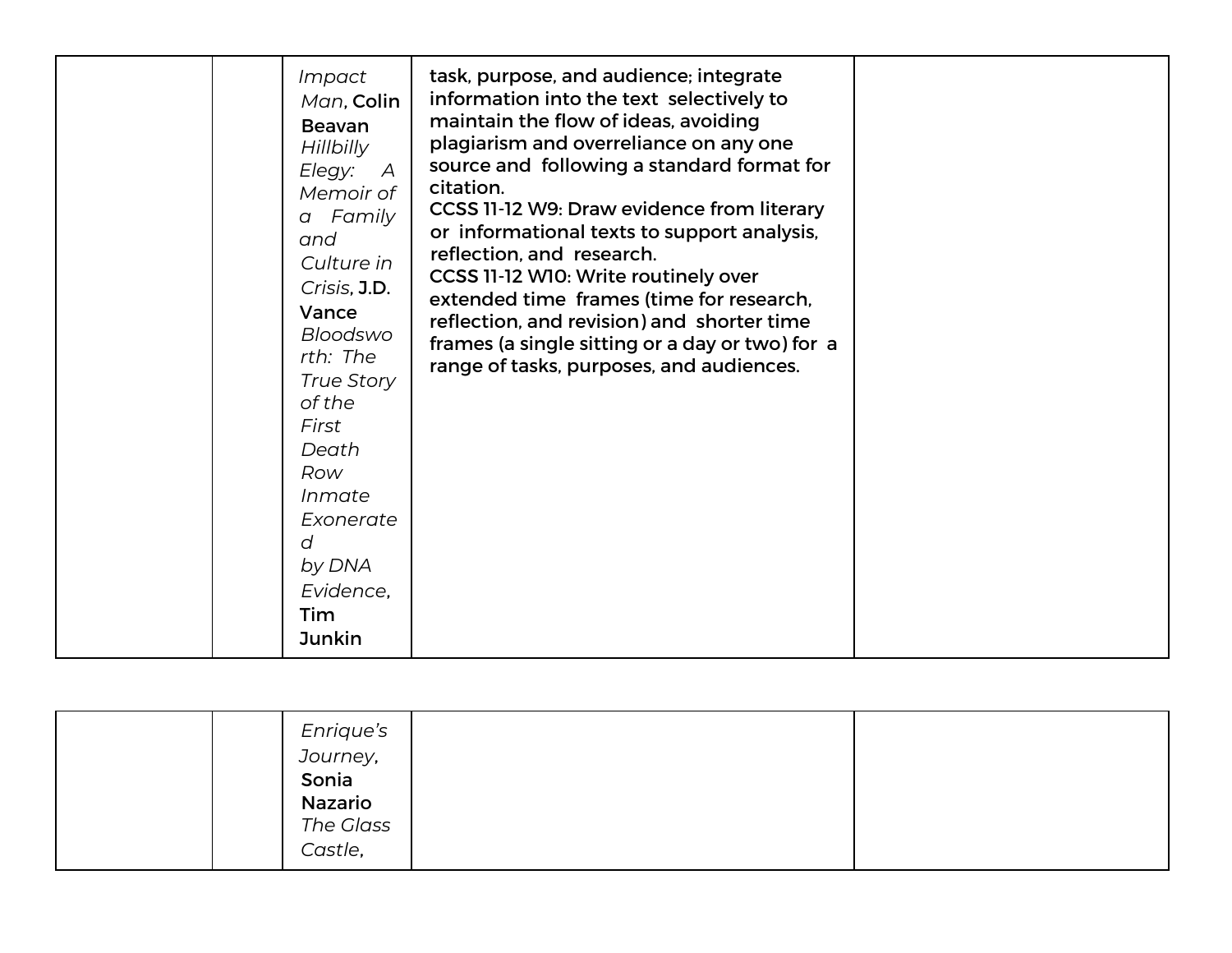| | | | | |
|---|---|---|---|---|
| | | *Impact Man*, Colin Beavan *Hillbilly Elegy: A Memoir of a Family and Culture in Crisis*, J.D. Vance *Bloodsworth: The True Story of the First Death Row Inmate Exonerated by DNA Evidence*, Tim Junkin | task, purpose, and audience; integrate information into the text selectively to maintain the flow of ideas, avoiding plagiarism and overreliance on any one source and following a standard format for citation.<br>CCSS 11-12 W9: Draw evidence from literary or informational texts to support analysis, reflection, and research.<br>CCSS 11-12 W10: Write routinely over extended time frames (time for research, reflection, and revision) and shorter time frames (a single sitting or a day or two) for a range of tasks, purposes, and audiences. | |
| | | *Enrique's Journey*, Sonia Nazario *The Glass Castle*, | | |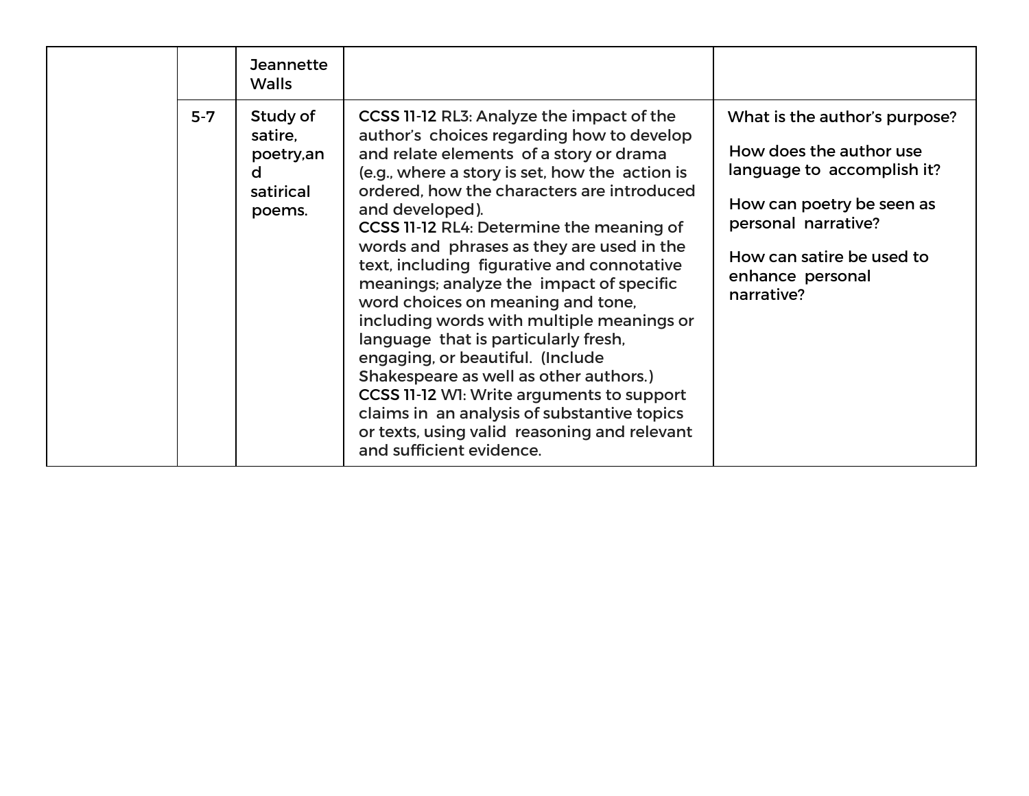| | | | | |
|---|---|---|---|---|
| | | Jeannette Walls | | |
| | 5-7 | Study of satire, poetry,and satirical poems. | CCSS 11-12 RL3: Analyze the impact of the author's choices regarding how to develop and relate elements of a story or drama (e.g., where a story is set, how the action is ordered, how the characters are introduced and developed).<br>CCSS 11-12 RL4: Determine the meaning of words and phrases as they are used in the text, including figurative and connotative meanings; analyze the impact of specific word choices on meaning and tone, including words with multiple meanings or language that is particularly fresh, engaging, or beautiful. (Include Shakespeare as well as other authors.)<br>CCSS 11-12 W1: Write arguments to support claims in an analysis of substantive topics or texts, using valid reasoning and relevant and sufficient evidence. | What is the author's purpose?<br><br>How does the author use language to accomplish it?<br><br>How can poetry be seen as personal narrative?<br><br>How can satire be used to enhance personal narrative? |